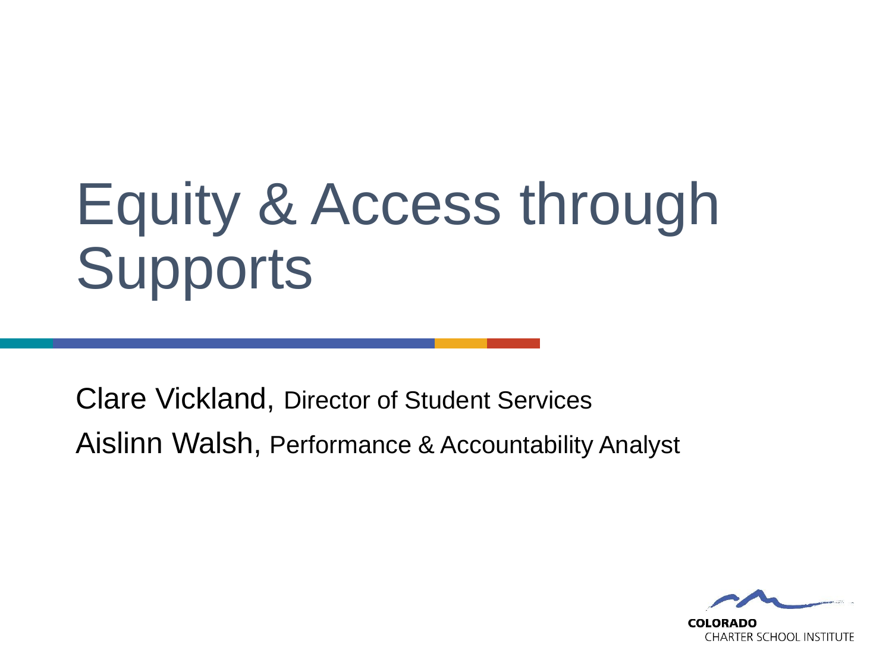# Equity & Access through Supports

Clare Vickland, Director of Student Services

Aislinn Walsh, Performance & Accountability Analyst

COLORADO
CHARTER SCHOOL INSTITUTE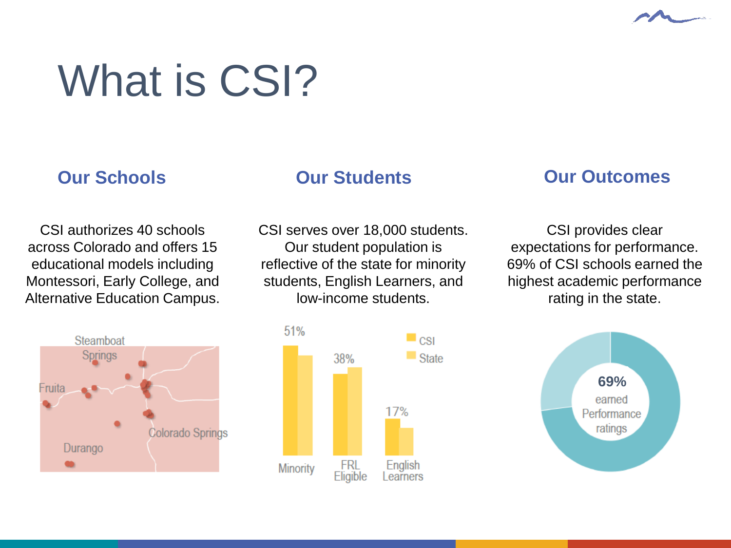# What is CSI?

## Our Schools

CSI authorizes 40 schools across Colorado and offers 15 educational models including Montessori, Early College, and Alternative Education Campus.

Steamboat Springs

Fruita

Colorado Springs

Durango

## Our Students

CSI serves over 18,000 students. Our student population is reflective of the state for minority students, English Learners, and low-income students.

51%

38%

17%

CSI

State

Minority

FRL Eligible

English Learners

## Our Outcomes

CSI provides clear expectations for performance. 69% of CSI schools earned the highest academic performance rating in the state.

69% earned Performance ratings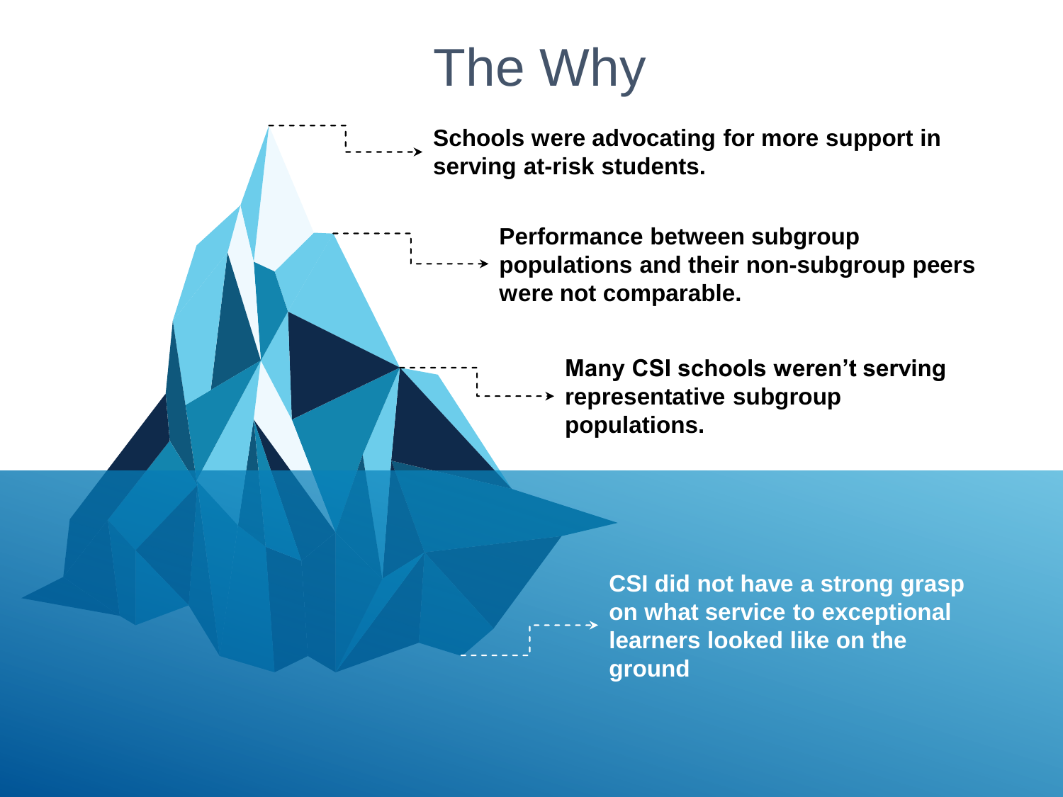# The Why

- Schools were advocating for more support in serving at-risk students.
- Performance between subgroup populations and their non-subgroup peers were not comparable.
- Many CSI schools weren't serving representative subgroup populations.
- CSI did not have a strong grasp on what service to exceptional learners looked like on the ground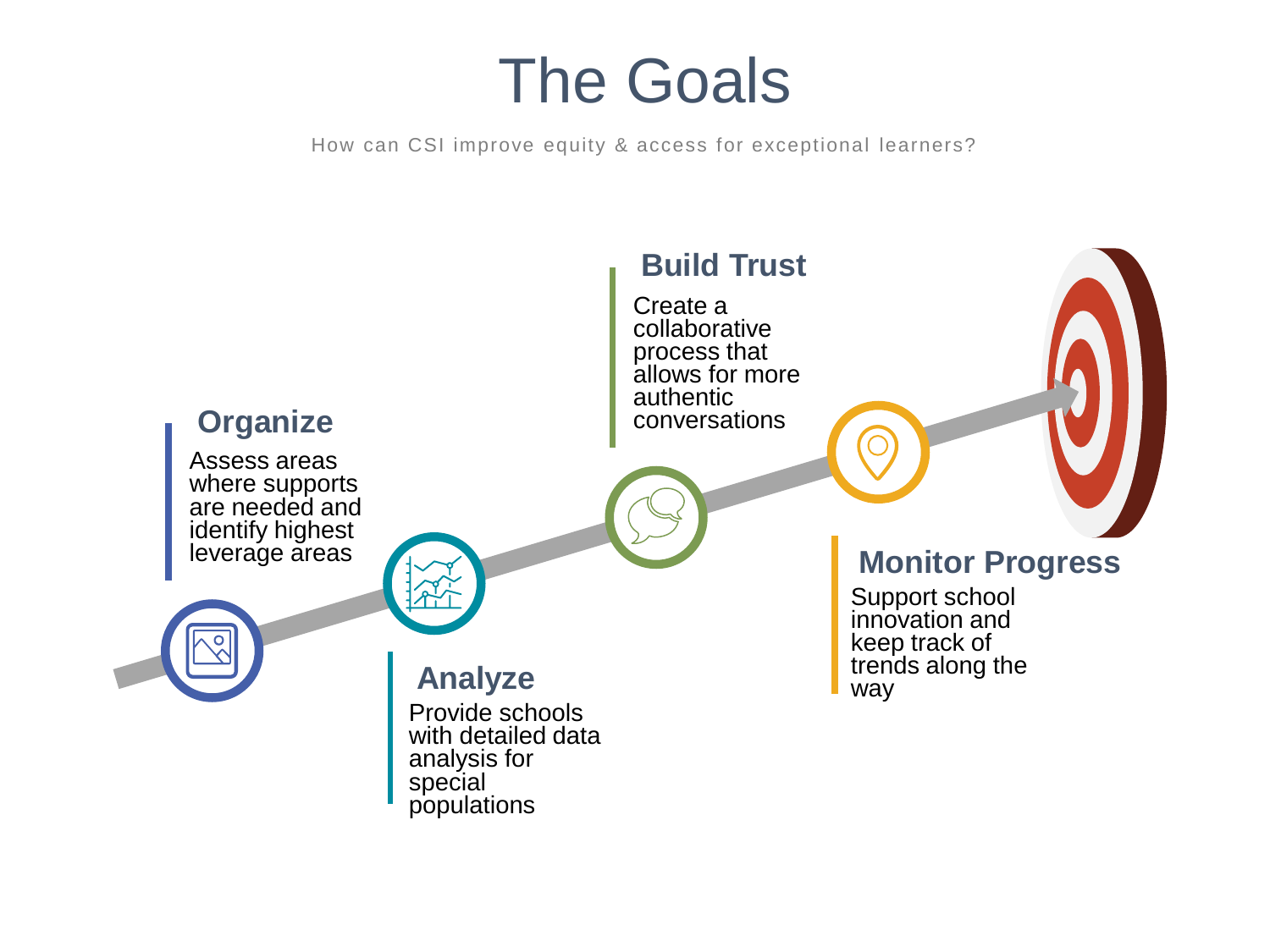# The Goals

How can CSI improve equity & access for exceptional learners?

### Organize

Assess areas where supports are needed and identify highest leverage areas

### Analyze

Provide schools with detailed data analysis for special populations

### Build Trust

Create a collaborative process that allows for more authentic conversations

### Monitor Progress

Support school innovation and keep track of trends along the way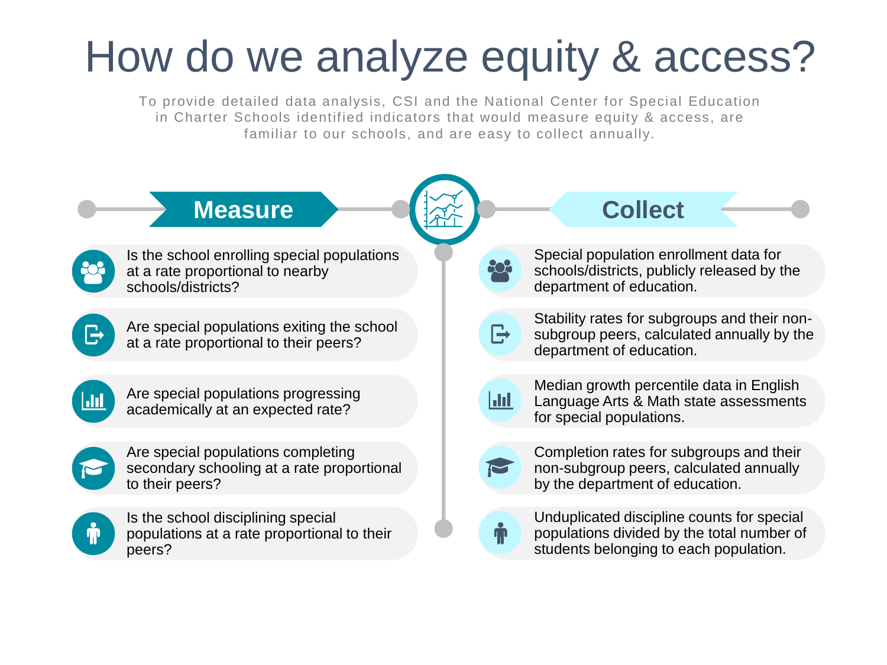# How do we analyze equity & access?

To provide detailed data analysis, CSI and the National Center for Special Education in Charter Schools identified indicators that would measure equity & access, are familiar to our schools, and are easy to collect annually.

| Measure | Collect |
| --- | --- |
| Is the school enrolling special populations at a rate proportional to nearby schools/districts? | Special population enrollment data for schools/districts, publicly released by the department of education. |
| Are special populations exiting the school at a rate proportional to their peers? | Stability rates for subgroups and their non-subgroup peers, calculated annually by the department of education. |
| Are special populations progressing academically at an expected rate? | Median growth percentile data in English Language Arts & Math state assessments for special populations. |
| Are special populations completing secondary schooling at a rate proportional to their peers? | Completion rates for subgroups and their non-subgroup peers, calculated annually by the department of education. |
| Is the school disciplining special populations at a rate proportional to their peers? | Unduplicated discipline counts for special populations divided by the total number of students belonging to each population. |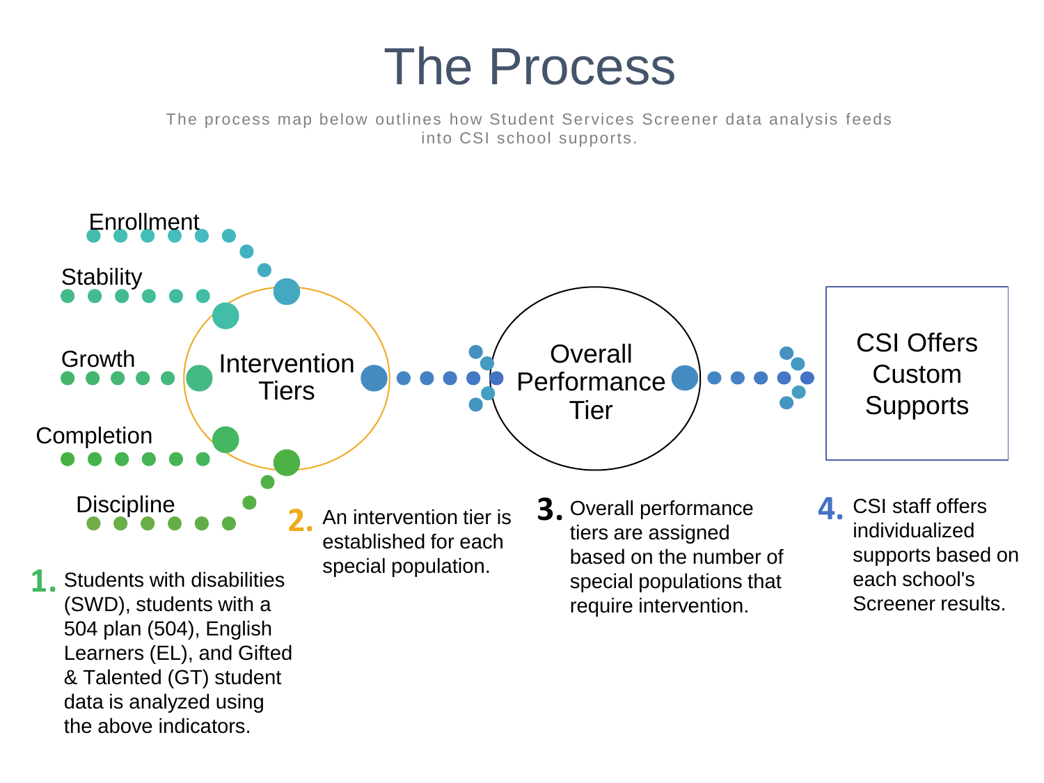# The Process

The process map below outlines how Student Services Screener data analysis feeds into CSI school supports.

Enrollment

Stability

Growth

Completion

Discipline

Intervention Tiers

Overall Performance Tier

CSI Offers Custom Supports

1. Students with disabilities (SWD), students with a 504 plan (504), English Learners (EL), and Gifted & Talented (GT) student data is analyzed using the above indicators.

2. An intervention tier is established for each special population.

3. Overall performance tiers are assigned based on the number of special populations that require intervention.

4. CSI staff offers individualized supports based on each school's Screener results.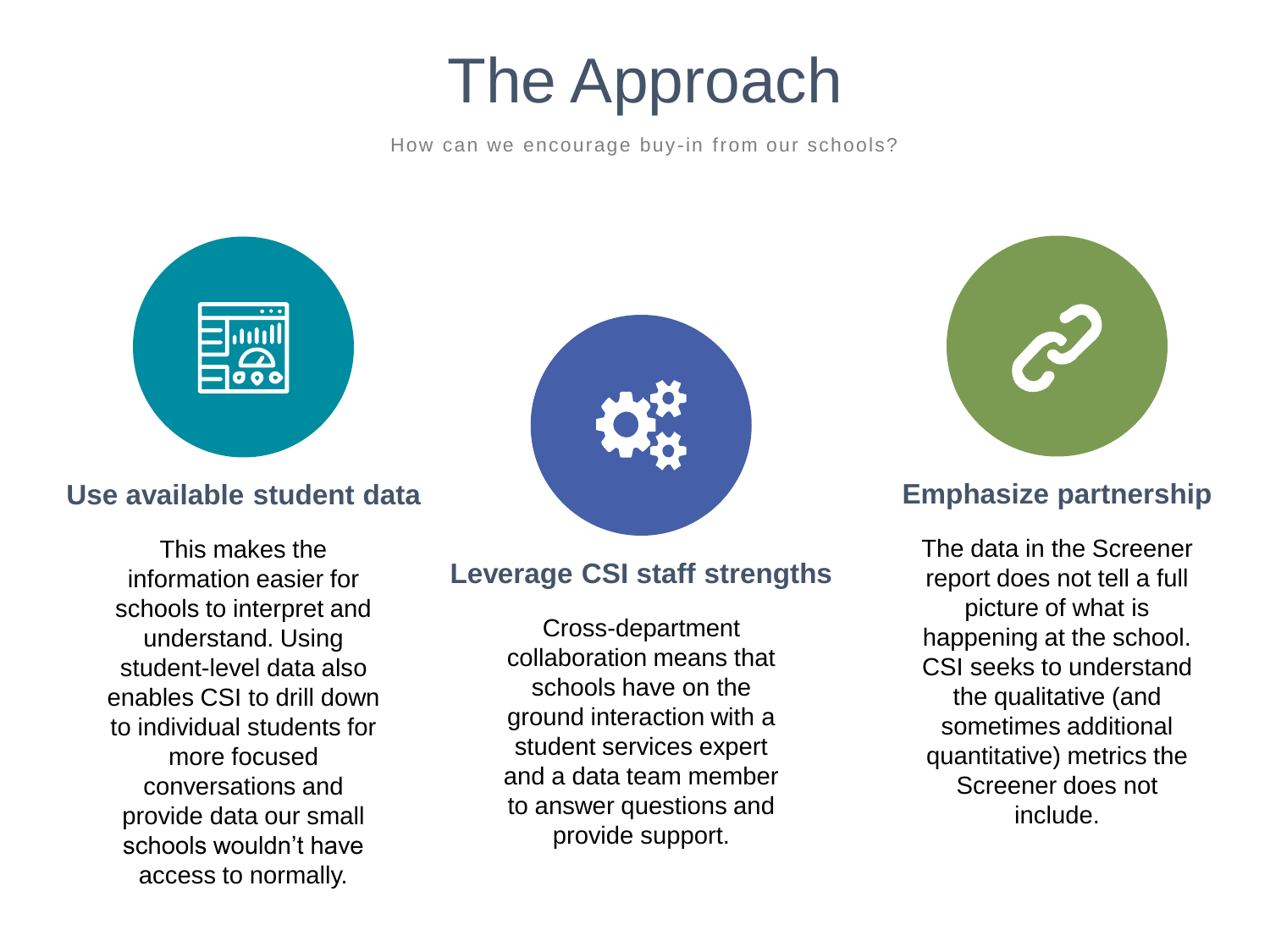# The Approach

How can we encourage buy-in from our schools?

### Use available student data

This makes the information easier for schools to interpret and understand. Using student-level data also enables CSI to drill down to individual students for more focused conversations and provide data our small schools wouldn't have access to normally.

### Leverage CSI staff strengths

Cross-department collaboration means that schools have on the ground interaction with a student services expert and a data team member to answer questions and provide support.

### Emphasize partnership

The data in the Screener report does not tell a full picture of what is happening at the school. CSI seeks to understand the qualitative (and sometimes additional quantitative) metrics the Screener does not include.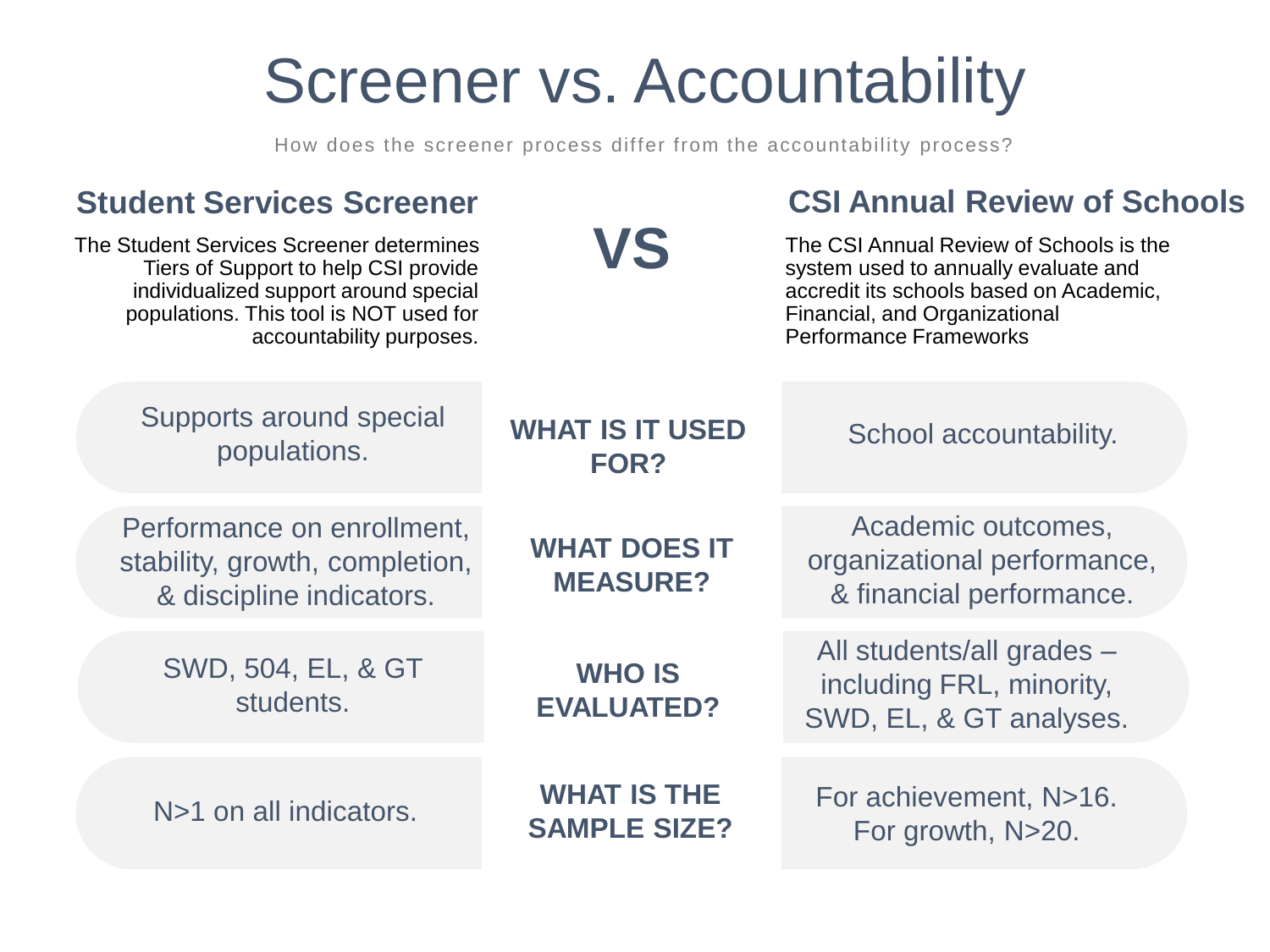# Screener vs. Accountability

How does the screener process differ from the accountability process?

| **Student Services Screener** | **VS** | **CSI Annual Review of Schools** |
|---|---|---|
| The Student Services Screener determines Tiers of Support to help CSI provide individualized support around special populations. This tool is NOT used for accountability purposes. | | The CSI Annual Review of Schools is the system used to annually evaluate and accredit its schools based on Academic, Financial, and Organizational Performance Frameworks |
| Supports around special populations. | **WHAT IS IT USED FOR?** | School accountability. |
| Performance on enrollment, stability, growth, completion, & discipline indicators. | **WHAT DOES IT MEASURE?** | Academic outcomes, organizational performance, & financial performance. |
| SWD, 504, EL, & GT students. | **WHO IS EVALUATED?** | All students/all grades – including FRL, minority, SWD, EL, & GT analyses. |
| N>1 on all indicators. | **WHAT IS THE SAMPLE SIZE?** | For achievement, N>16. For growth, N>20. |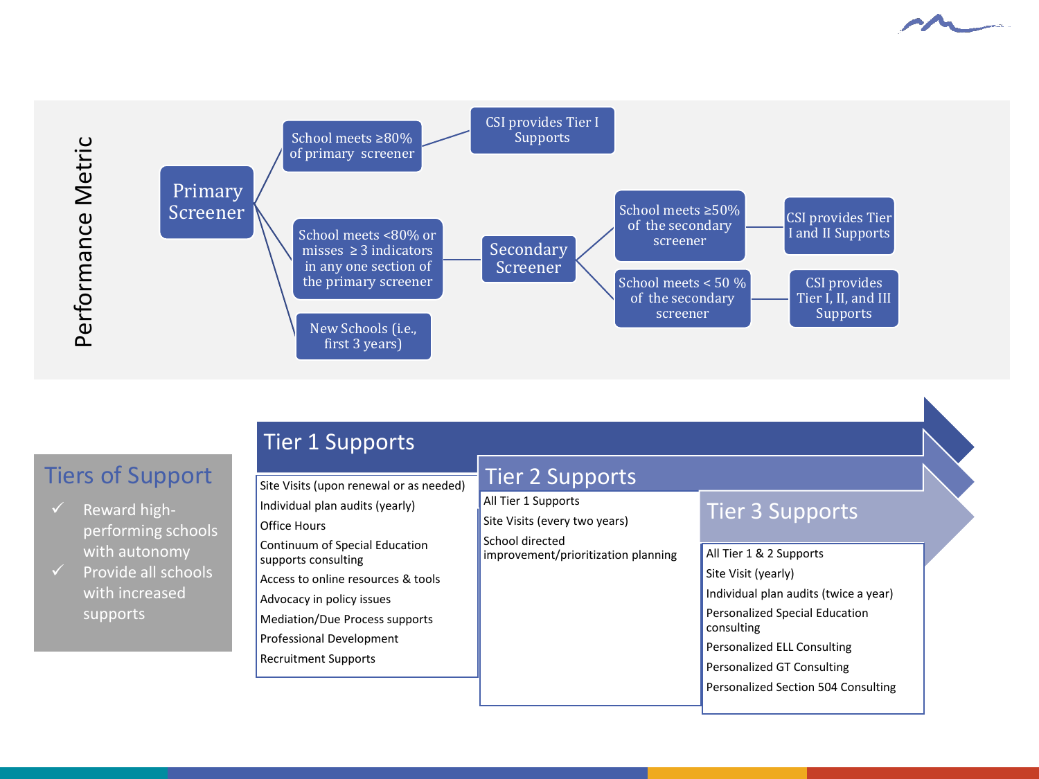## Performance Metric

- **Primary Screener**
  - School meets ≥80% of primary screener → CSI provides Tier I Supports
  - School meets <80% or misses ≥ 3 indicators in any one section of the primary screener → **Secondary Screener**
    - School meets ≥50% of the secondary screener → CSI provides Tier I and II Supports
    - School meets < 50 % of the secondary screener → CSI provides Tier I, II, and III Supports
  - New Schools (i.e., first 3 years)

## Tiers of Support

- ✓ Reward high-performing schools with autonomy
- ✓ Provide all schools with increased supports

### Tier 1 Supports

- Site Visits (upon renewal or as needed)
- Individual plan audits (yearly)
- Office Hours
- Continuum of Special Education supports consulting
- Access to online resources & tools
- Advocacy in policy issues
- Mediation/Due Process supports
- Professional Development
- Recruitment Supports

### Tier 2 Supports

- All Tier 1 Supports
- Site Visits (every two years)
- School directed improvement/prioritization planning

### Tier 3 Supports

- All Tier 1 & 2 Supports
- Site Visit (yearly)
- Individual plan audits (twice a year)
- Personalized Special Education consulting
- Personalized ELL Consulting
- Personalized GT Consulting
- Personalized Section 504 Consulting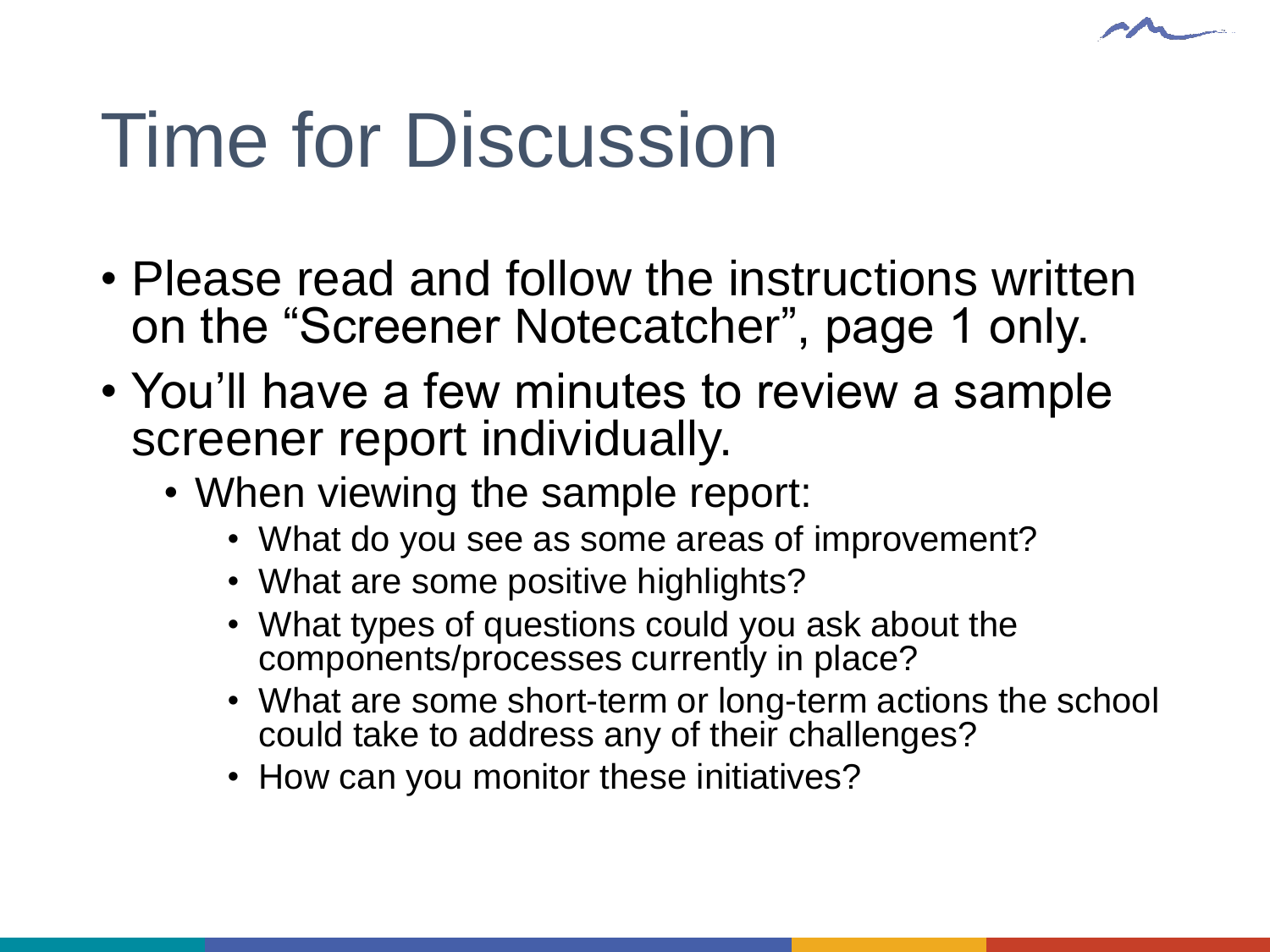# Time for Discussion

- Please read and follow the instructions written on the “Screener Notecatcher”, page 1 only.
- You’ll have a few minutes to review a sample screener report individually.
  - When viewing the sample report:
    - What do you see as some areas of improvement?
    - What are some positive highlights?
    - What types of questions could you ask about the components/processes currently in place?
    - What are some short-term or long-term actions the school could take to address any of their challenges?
    - How can you monitor these initiatives?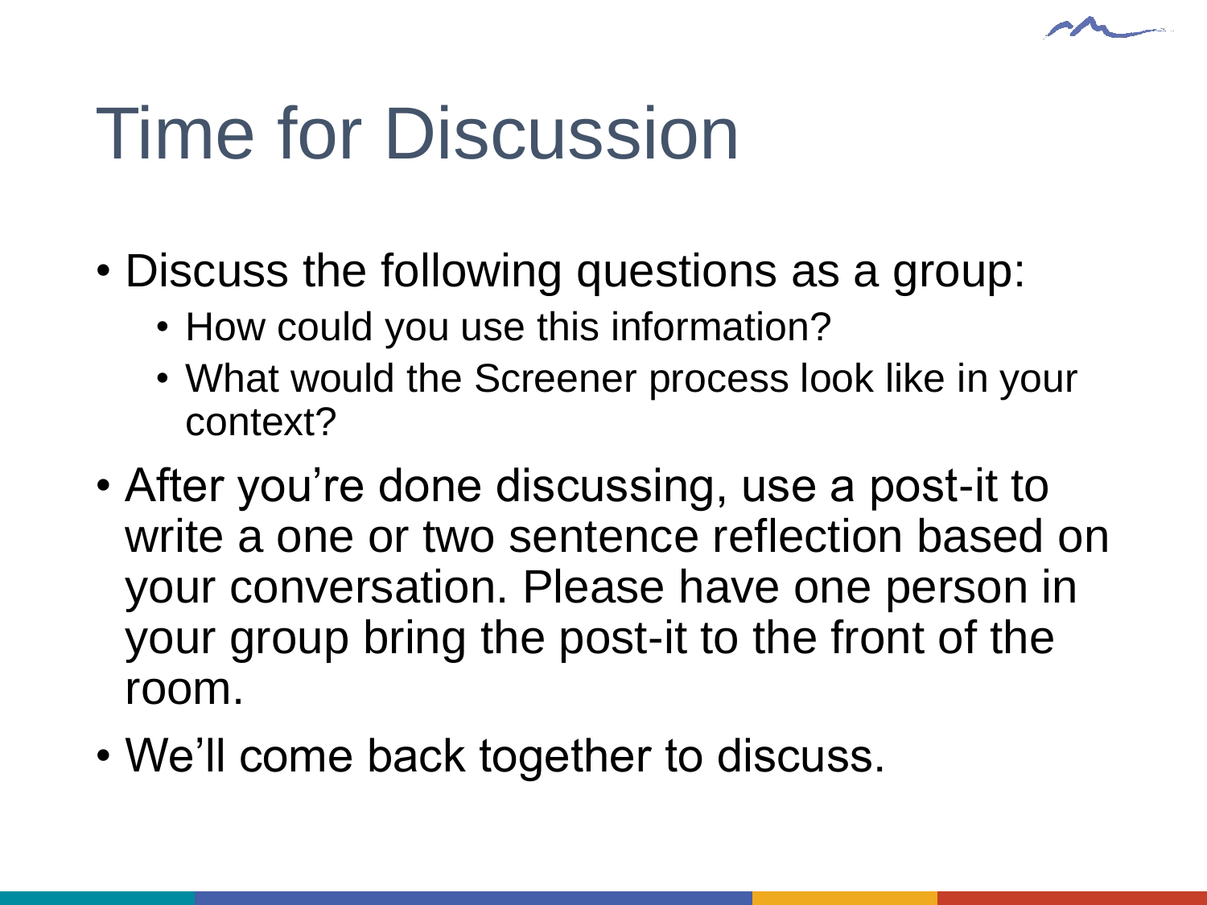# Time for Discussion

- Discuss the following questions as a group:
  - How could you use this information?
  - What would the Screener process look like in your context?
- After you're done discussing, use a post-it to write a one or two sentence reflection based on your conversation. Please have one person in your group bring the post-it to the front of the room.
- We'll come back together to discuss.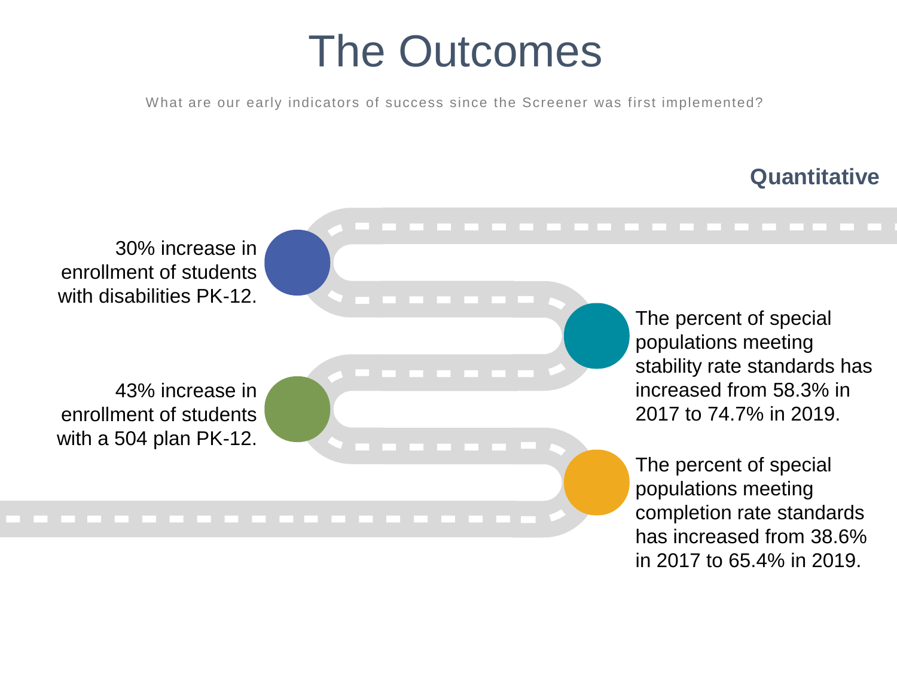# The Outcomes

What are our early indicators of success since the Screener was first implemented?

## Quantitative

- 30% increase in enrollment of students with disabilities PK-12.
- The percent of special populations meeting stability rate standards has increased from 58.3% in 2017 to 74.7% in 2019.
- 43% increase in enrollment of students with a 504 plan PK-12.
- The percent of special populations meeting completion rate standards has increased from 38.6% in 2017 to 65.4% in 2019.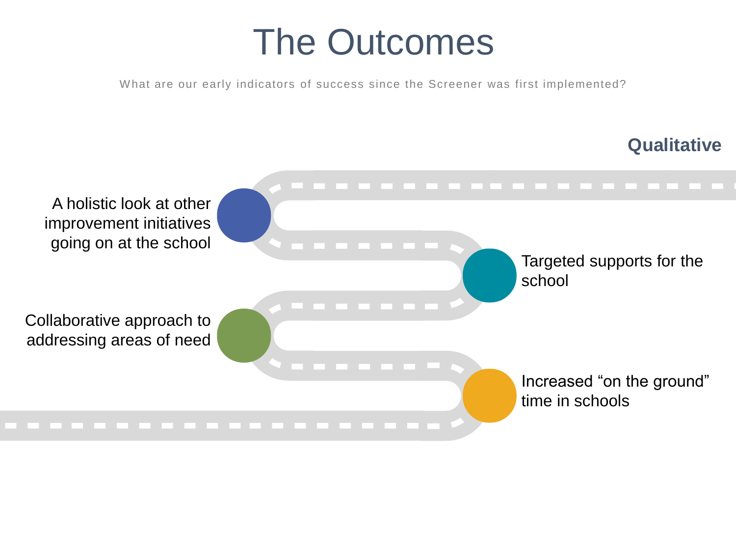# The Outcomes

What are our early indicators of success since the Screener was first implemented?

### Qualitative

- A holistic look at other improvement initiatives going on at the school
- Targeted supports for the school
- Collaborative approach to addressing areas of need
- Increased “on the ground” time in schools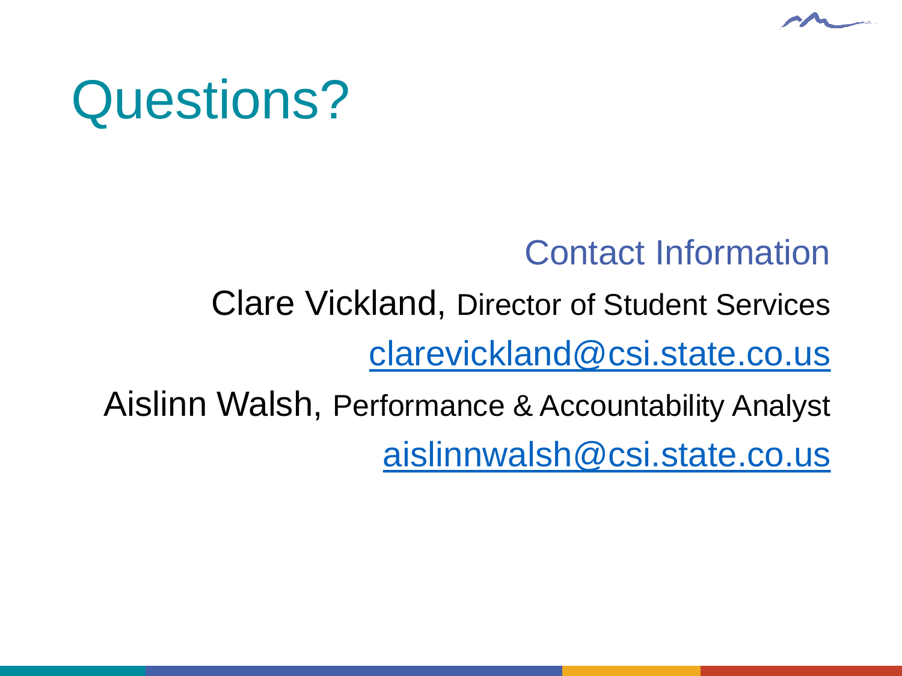# Questions?

Contact Information

Clare Vickland, Director of Student Services

clarevickland@csi.state.co.us

Aislinn Walsh, Performance & Accountability Analyst

aislinnwalsh@csi.state.co.us